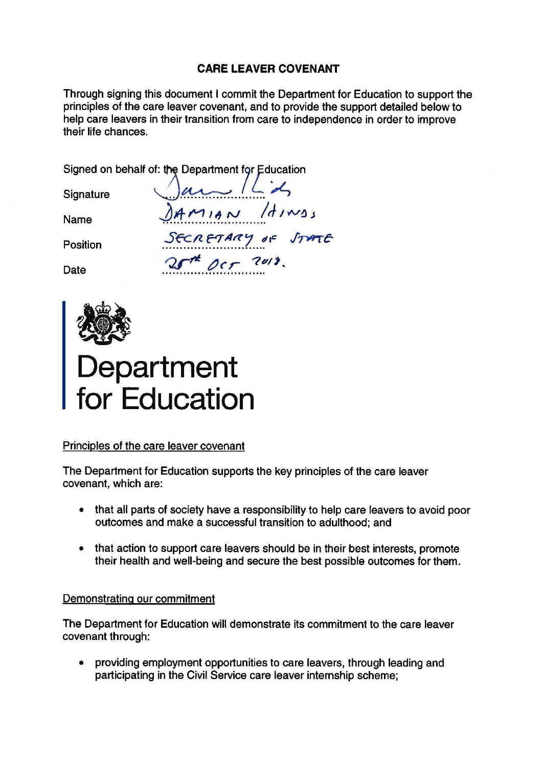**CARE LEAVER COVENANT**

Through signing this document I commit the Department for Education to support the principles of the care leaver covenant, and to provide the support detailed below to help care leavers in their transition from care to independence in order to improve their life chances.

Signed on behalf of: the Department for Education

Signature ..........................

Name DAMIAN HINDS

Position SECRETARY OF STATE

Date 25th OCT 2018.

Department for Education

Principles of the care leaver covenant

The Department for Education supports the key principles of the care leaver covenant, which are:

- that all parts of society have a responsibility to help care leavers to avoid poor outcomes and make a successful transition to adulthood; and
- that action to support care leavers should be in their best interests, promote their health and well-being and secure the best possible outcomes for them.

Demonstrating our commitment

The Department for Education will demonstrate its commitment to the care leaver covenant through:

- providing employment opportunities to care leavers, through leading and participating in the Civil Service care leaver internship scheme;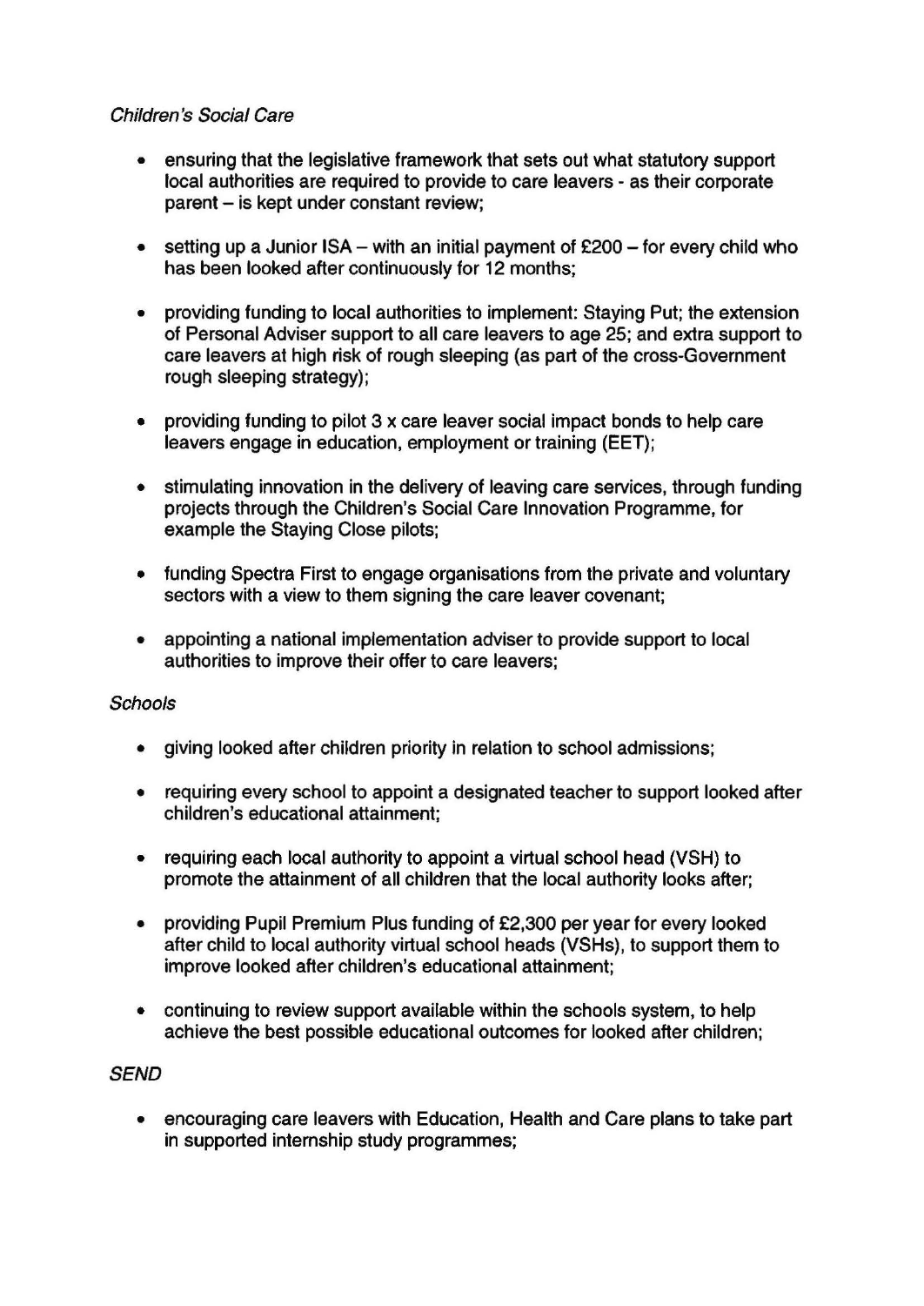*Children's Social Care*

- ensuring that the legislative framework that sets out what statutory support local authorities are required to provide to care leavers - as their corporate parent – is kept under constant review;
- setting up a Junior ISA – with an initial payment of £200 – for every child who has been looked after continuously for 12 months;
- providing funding to local authorities to implement: Staying Put; the extension of Personal Adviser support to all care leavers to age 25; and extra support to care leavers at high risk of rough sleeping (as part of the cross-Government rough sleeping strategy);
- providing funding to pilot 3 x care leaver social impact bonds to help care leavers engage in education, employment or training (EET);
- stimulating innovation in the delivery of leaving care services, through funding projects through the Children's Social Care Innovation Programme, for example the Staying Close pilots;
- funding Spectra First to engage organisations from the private and voluntary sectors with a view to them signing the care leaver covenant;
- appointing a national implementation adviser to provide support to local authorities to improve their offer to care leavers;

*Schools*

- giving looked after children priority in relation to school admissions;
- requiring every school to appoint a designated teacher to support looked after children's educational attainment;
- requiring each local authority to appoint a virtual school head (VSH) to promote the attainment of all children that the local authority looks after;
- providing Pupil Premium Plus funding of £2,300 per year for every looked after child to local authority virtual school heads (VSHs), to support them to improve looked after children's educational attainment;
- continuing to review support available within the schools system, to help achieve the best possible educational outcomes for looked after children;

*SEND*

- encouraging care leavers with Education, Health and Care plans to take part in supported internship study programmes;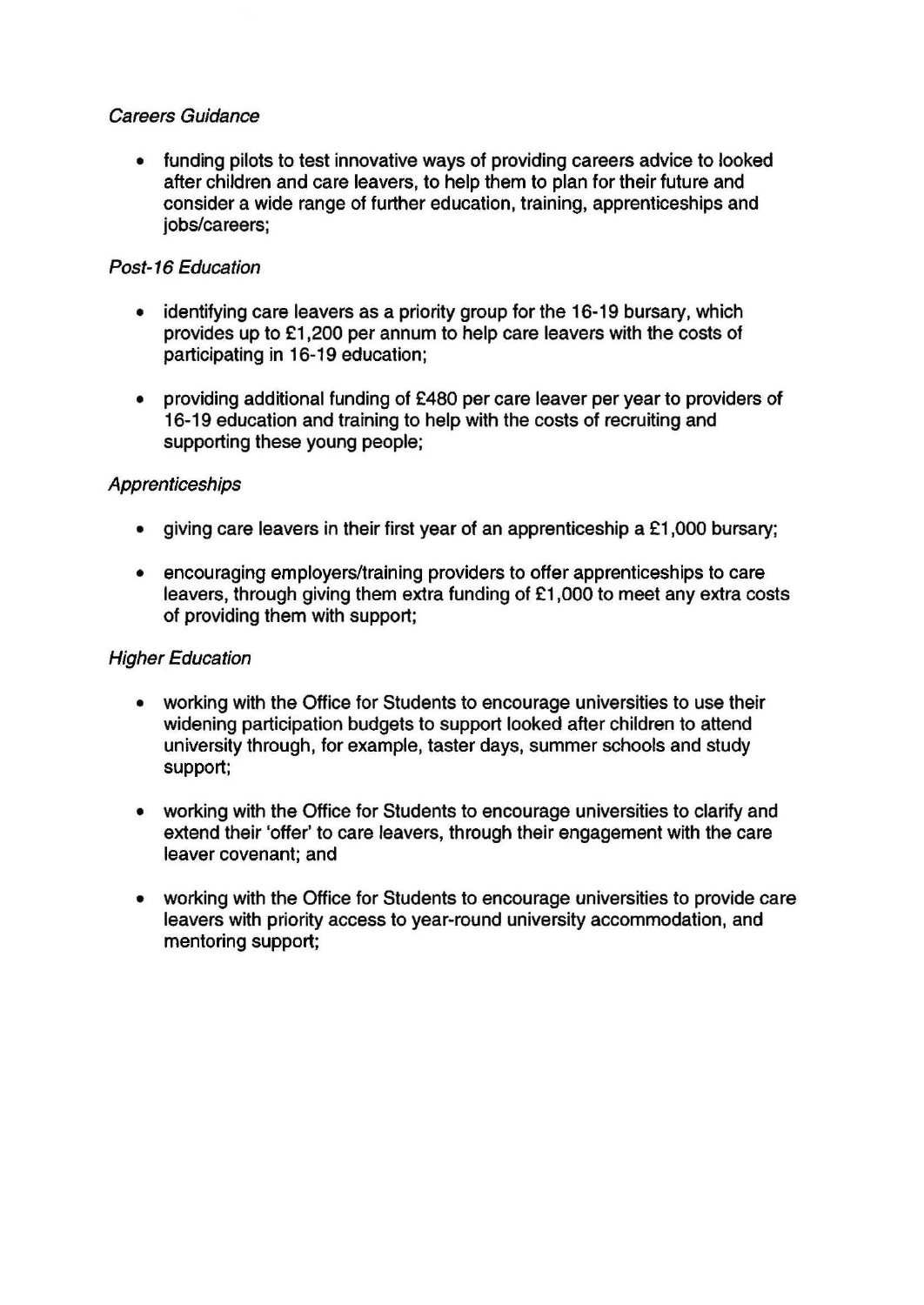*Careers Guidance*

- funding pilots to test innovative ways of providing careers advice to looked after children and care leavers, to help them to plan for their future and consider a wide range of further education, training, apprenticeships and jobs/careers;

*Post-16 Education*

- identifying care leavers as a priority group for the 16-19 bursary, which provides up to £1,200 per annum to help care leavers with the costs of participating in 16-19 education;

- providing additional funding of £480 per care leaver per year to providers of 16-19 education and training to help with the costs of recruiting and supporting these young people;

*Apprenticeships*

- giving care leavers in their first year of an apprenticeship a £1,000 bursary;

- encouraging employers/training providers to offer apprenticeships to care leavers, through giving them extra funding of £1,000 to meet any extra costs of providing them with support;

*Higher Education*

- working with the Office for Students to encourage universities to use their widening participation budgets to support looked after children to attend university through, for example, taster days, summer schools and study support;

- working with the Office for Students to encourage universities to clarify and extend their 'offer' to care leavers, through their engagement with the care leaver covenant; and

- working with the Office for Students to encourage universities to provide care leavers with priority access to year-round university accommodation, and mentoring support;